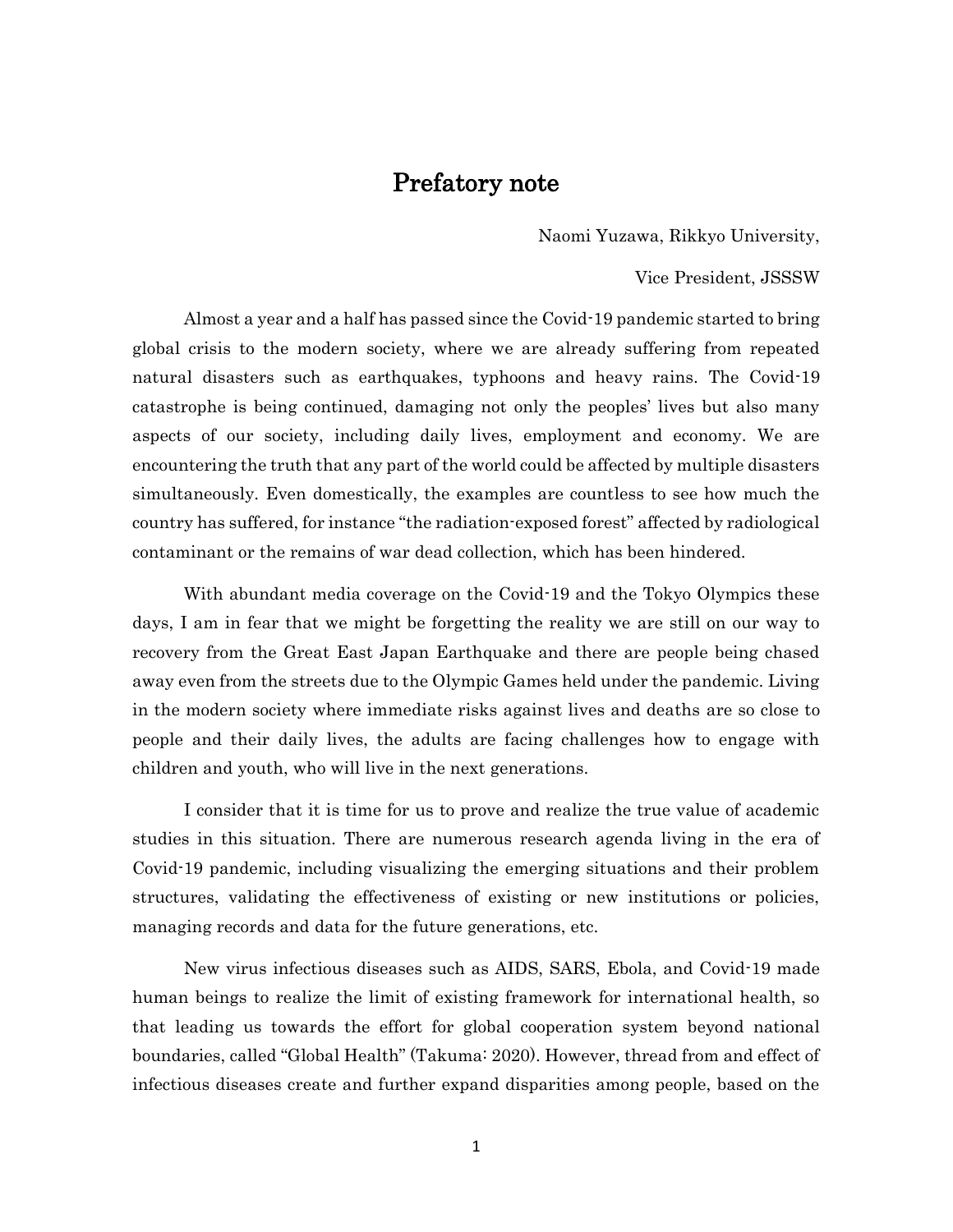# Prefatory note

Naomi Yuzawa, Rikkyo University,

Vice President, JSSSW

Almost a year and a half has passed since the Covid-19 pandemic started to bring global crisis to the modern society, where we are already suffering from repeated natural disasters such as earthquakes, typhoons and heavy rains. The Covid-19 catastrophe is being continued, damaging not only the peoples' lives but also many aspects of our society, including daily lives, employment and economy. We are encountering the truth that any part of the world could be affected by multiple disasters simultaneously. Even domestically, the examples are countless to see how much the country has suffered, for instance "the radiation-exposed forest" affected by radiological contaminant or the remains of war dead collection, which has been hindered.

With abundant media coverage on the Covid-19 and the Tokyo Olympics these days, I am in fear that we might be forgetting the reality we are still on our way to recovery from the Great East Japan Earthquake and there are people being chased away even from the streets due to the Olympic Games held under the pandemic. Living in the modern society where immediate risks against lives and deaths are so close to people and their daily lives, the adults are facing challenges how to engage with children and youth, who will live in the next generations.

I consider that it is time for us to prove and realize the true value of academic studies in this situation. There are numerous research agenda living in the era of Covid-19 pandemic, including visualizing the emerging situations and their problem structures, validating the effectiveness of existing or new institutions or policies, managing records and data for the future generations, etc.

New virus infectious diseases such as AIDS, SARS, Ebola, and Covid-19 made human beings to realize the limit of existing framework for international health, so that leading us towards the effort for global cooperation system beyond national boundaries, called "Global Health" (Takuma: 2020). However, thread from and effect of infectious diseases create and further expand disparities among people, based on the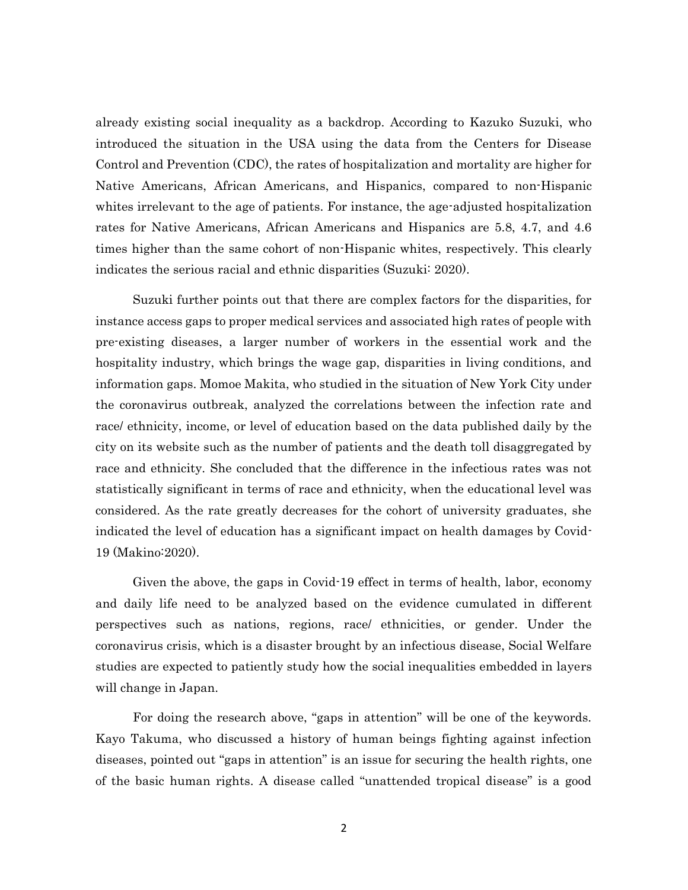already existing social inequality as a backdrop. According to Kazuko Suzuki, who introduced the situation in the USA using the data from the Centers for Disease Control and Prevention (CDC), the rates of hospitalization and mortality are higher for Native Americans, African Americans, and Hispanics, compared to non-Hispanic whites irrelevant to the age of patients. For instance, the age-adjusted hospitalization rates for Native Americans, African Americans and Hispanics are 5.8, 4.7, and 4.6 times higher than the same cohort of non-Hispanic whites, respectively. This clearly indicates the serious racial and ethnic disparities (Suzuki: 2020).

Suzuki further points out that there are complex factors for the disparities, for instance access gaps to proper medical services and associated high rates of people with pre-existing diseases, a larger number of workers in the essential work and the hospitality industry, which brings the wage gap, disparities in living conditions, and information gaps. Momoe Makita, who studied in the situation of New York City under the coronavirus outbreak, analyzed the correlations between the infection rate and race/ ethnicity, income, or level of education based on the data published daily by the city on its website such as the number of patients and the death toll disaggregated by race and ethnicity. She concluded that the difference in the infectious rates was not statistically significant in terms of race and ethnicity, when the educational level was considered. As the rate greatly decreases for the cohort of university graduates, she indicated the level of education has a significant impact on health damages by Covid-19 (Makino:2020).

Given the above, the gaps in Covid-19 effect in terms of health, labor, economy and daily life need to be analyzed based on the evidence cumulated in different perspectives such as nations, regions, race/ ethnicities, or gender. Under the coronavirus crisis, which is a disaster brought by an infectious disease, Social Welfare studies are expected to patiently study how the social inequalities embedded in layers will change in Japan.

For doing the research above, "gaps in attention" will be one of the keywords. Kayo Takuma, who discussed a history of human beings fighting against infection diseases, pointed out "gaps in attention" is an issue for securing the health rights, one of the basic human rights. A disease called "unattended tropical disease" is a good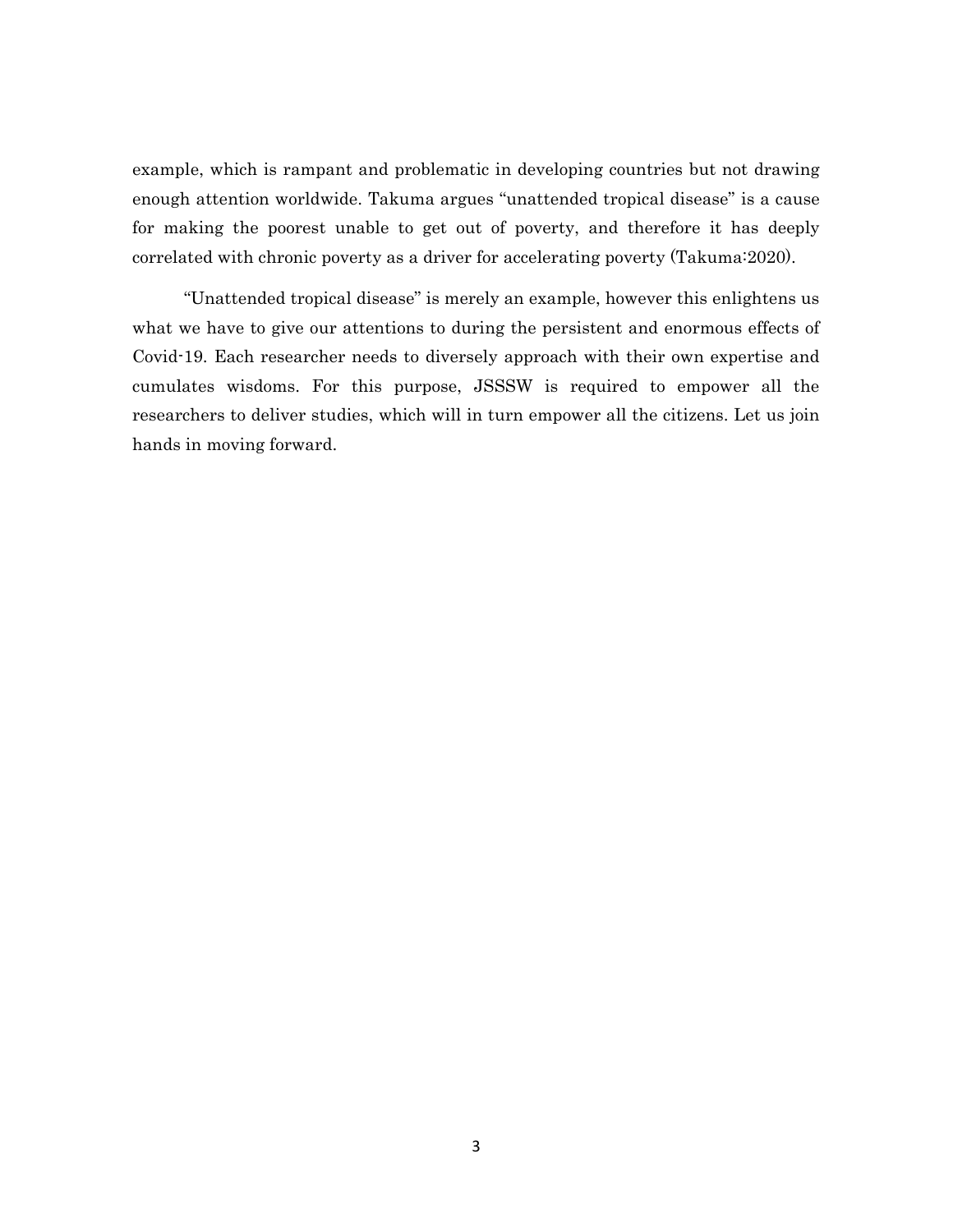example, which is rampant and problematic in developing countries but not drawing enough attention worldwide. Takuma argues "unattended tropical disease" is a cause for making the poorest unable to get out of poverty, and therefore it has deeply correlated with chronic poverty as a driver for accelerating poverty (Takuma:2020).

"Unattended tropical disease" is merely an example, however this enlightens us what we have to give our attentions to during the persistent and enormous effects of Covid-19. Each researcher needs to diversely approach with their own expertise and cumulates wisdoms. For this purpose, JSSSW is required to empower all the researchers to deliver studies, which will in turn empower all the citizens. Let us join hands in moving forward.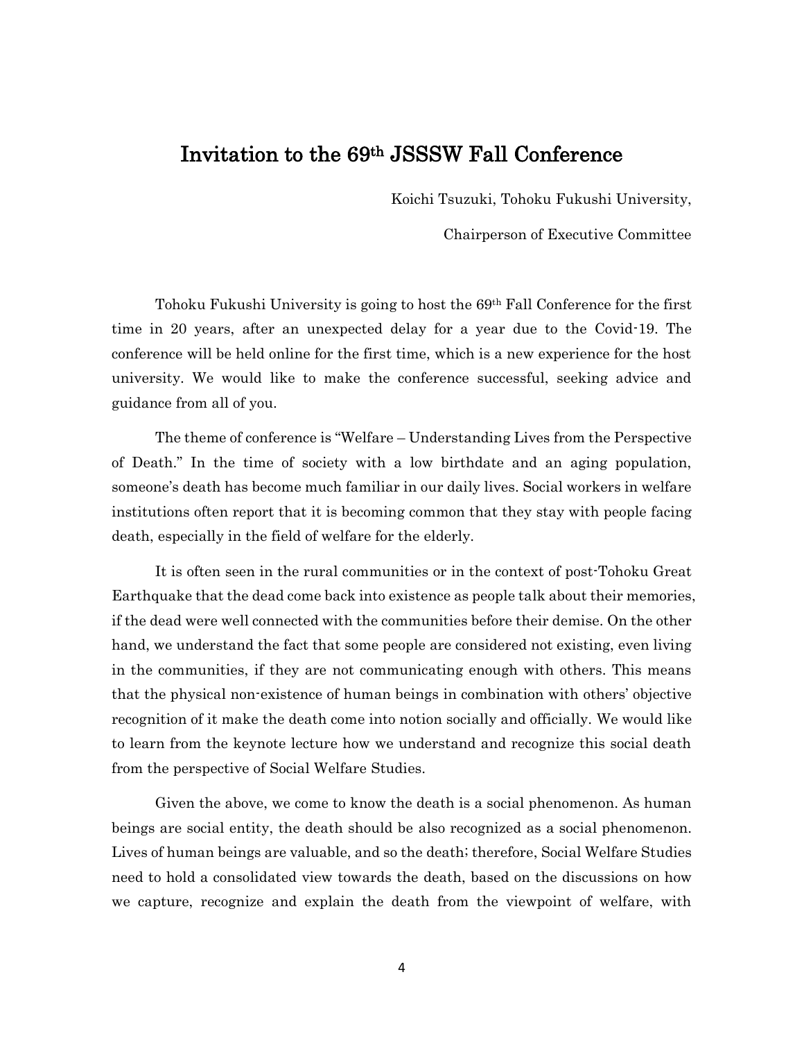# Invitation to the 69th JSSSW Fall Conference

Koichi Tsuzuki, Tohoku Fukushi University,

Chairperson of Executive Committee

Tohoku Fukushi University is going to host the 69th Fall Conference for the first time in 20 years, after an unexpected delay for a year due to the Covid-19. The conference will be held online for the first time, which is a new experience for the host university. We would like to make the conference successful, seeking advice and guidance from all of you.

The theme of conference is "Welfare – Understanding Lives from the Perspective of Death." In the time of society with a low birthdate and an aging population, someone's death has become much familiar in our daily lives. Social workers in welfare institutions often report that it is becoming common that they stay with people facing death, especially in the field of welfare for the elderly.

It is often seen in the rural communities or in the context of post-Tohoku Great Earthquake that the dead come back into existence as people talk about their memories, if the dead were well connected with the communities before their demise. On the other hand, we understand the fact that some people are considered not existing, even living in the communities, if they are not communicating enough with others. This means that the physical non-existence of human beings in combination with others' objective recognition of it make the death come into notion socially and officially. We would like to learn from the keynote lecture how we understand and recognize this social death from the perspective of Social Welfare Studies.

Given the above, we come to know the death is a social phenomenon. As human beings are social entity, the death should be also recognized as a social phenomenon. Lives of human beings are valuable, and so the death; therefore, Social Welfare Studies need to hold a consolidated view towards the death, based on the discussions on how we capture, recognize and explain the death from the viewpoint of welfare, with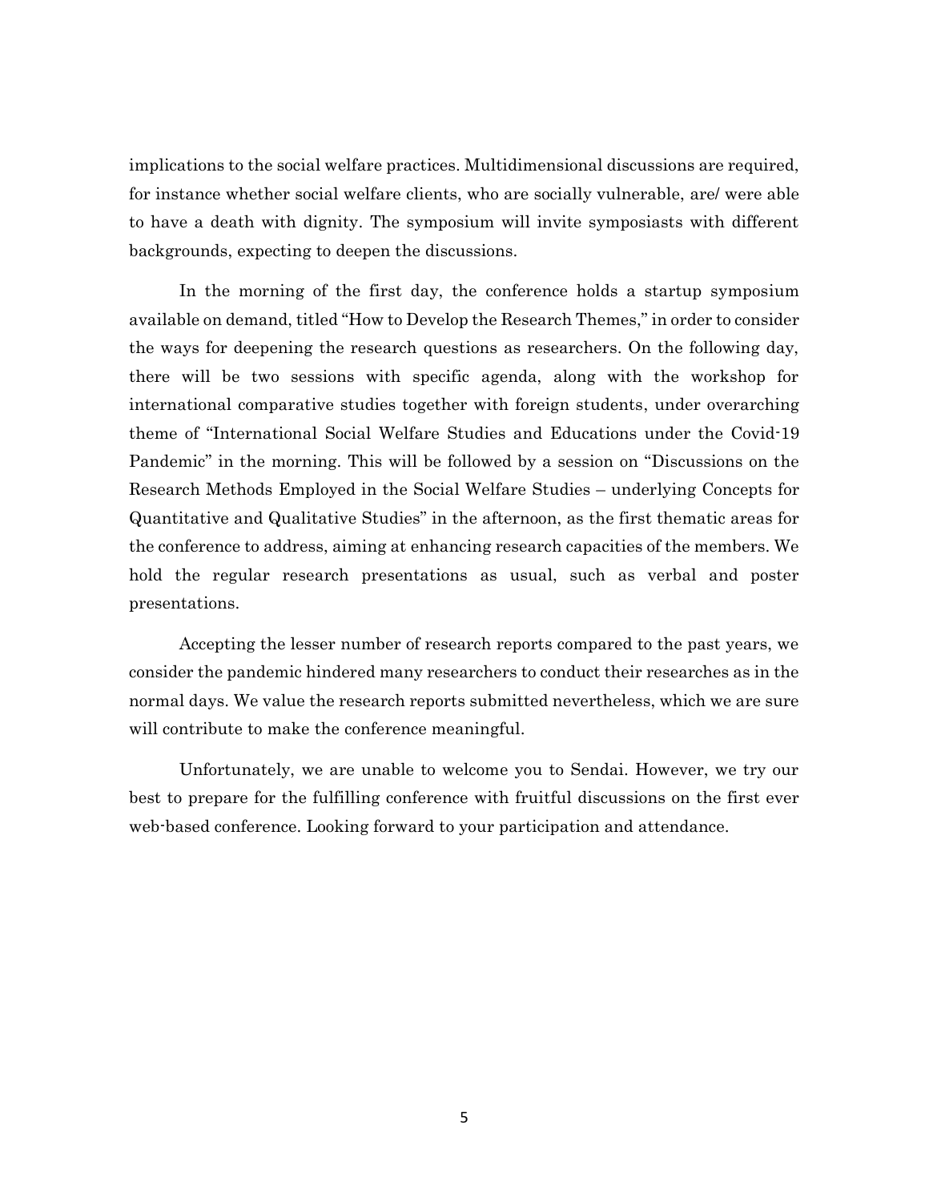implications to the social welfare practices. Multidimensional discussions are required, for instance whether social welfare clients, who are socially vulnerable, are/ were able to have a death with dignity. The symposium will invite symposiasts with different backgrounds, expecting to deepen the discussions.

In the morning of the first day, the conference holds a startup symposium available on demand, titled "How to Develop the Research Themes," in order to consider the ways for deepening the research questions as researchers. On the following day, there will be two sessions with specific agenda, along with the workshop for international comparative studies together with foreign students, under overarching theme of "International Social Welfare Studies and Educations under the Covid-19 Pandemic" in the morning. This will be followed by a session on "Discussions on the Research Methods Employed in the Social Welfare Studies – underlying Concepts for Quantitative and Qualitative Studies" in the afternoon, as the first thematic areas for the conference to address, aiming at enhancing research capacities of the members. We hold the regular research presentations as usual, such as verbal and poster presentations.

Accepting the lesser number of research reports compared to the past years, we consider the pandemic hindered many researchers to conduct their researches as in the normal days. We value the research reports submitted nevertheless, which we are sure will contribute to make the conference meaningful.

Unfortunately, we are unable to welcome you to Sendai. However, we try our best to prepare for the fulfilling conference with fruitful discussions on the first ever web-based conference. Looking forward to your participation and attendance.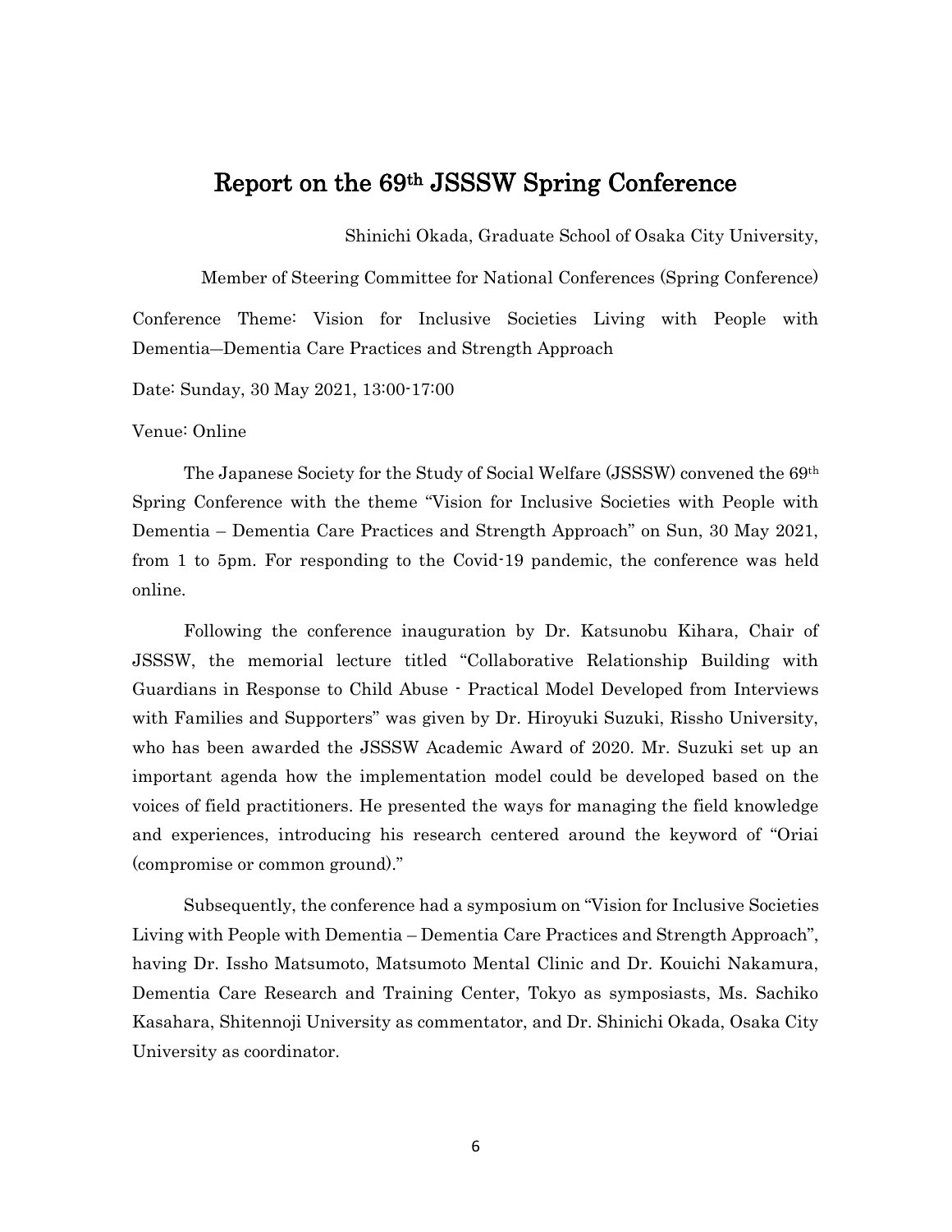# Report on the 69th JSSSW Spring Conference

Shinichi Okada, Graduate School of Osaka City University,

Member of Steering Committee for National Conferences (Spring Conference)

Conference Theme: Vision for Inclusive Societies Living with People with Dementia―Dementia Care Practices and Strength Approach

Date: Sunday, 30 May 2021, 13:00-17:00

Venue: Online

The Japanese Society for the Study of Social Welfare (JSSSW) convened the 69th Spring Conference with the theme "Vision for Inclusive Societies with People with Dementia – Dementia Care Practices and Strength Approach" on Sun, 30 May 2021, from 1 to 5pm. For responding to the Covid-19 pandemic, the conference was held online.

Following the conference inauguration by Dr. Katsunobu Kihara, Chair of JSSSW, the memorial lecture titled "Collaborative Relationship Building with Guardians in Response to Child Abuse - Practical Model Developed from Interviews with Families and Supporters" was given by Dr. Hiroyuki Suzuki, Rissho University, who has been awarded the JSSSW Academic Award of 2020. Mr. Suzuki set up an important agenda how the implementation model could be developed based on the voices of field practitioners. He presented the ways for managing the field knowledge and experiences, introducing his research centered around the keyword of "Oriai (compromise or common ground)."

Subsequently, the conference had a symposium on "Vision for Inclusive Societies Living with People with Dementia – Dementia Care Practices and Strength Approach", having Dr. Issho Matsumoto, Matsumoto Mental Clinic and Dr. Kouichi Nakamura, Dementia Care Research and Training Center, Tokyo as symposiasts, Ms. Sachiko Kasahara, Shitennoji University as commentator, and Dr. Shinichi Okada, Osaka City University as coordinator.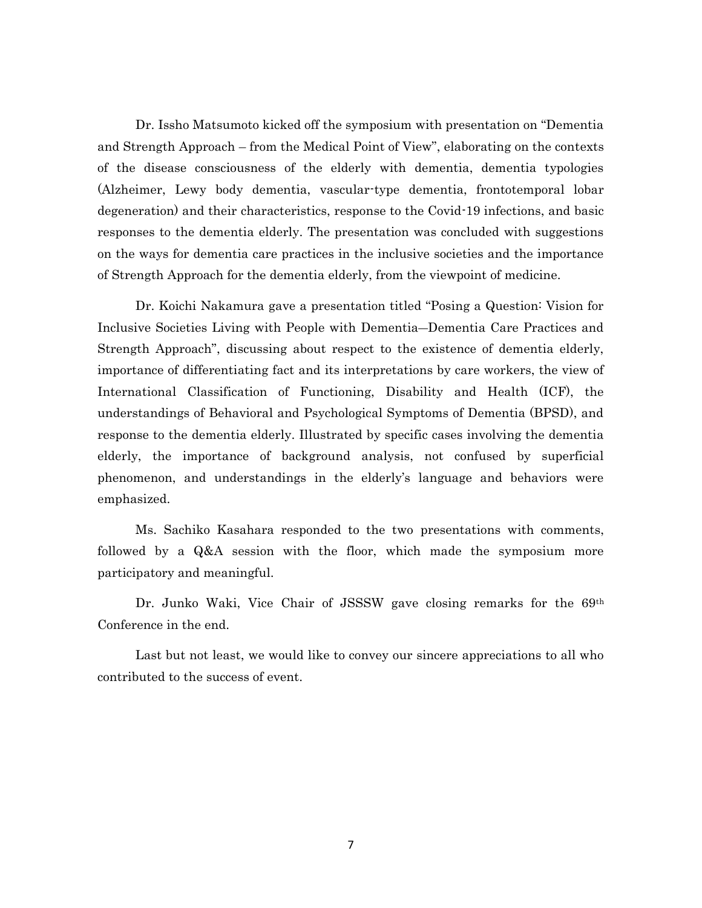Dr. Issho Matsumoto kicked off the symposium with presentation on "Dementia and Strength Approach – from the Medical Point of View", elaborating on the contexts of the disease consciousness of the elderly with dementia, dementia typologies (Alzheimer, Lewy body dementia, vascular-type dementia, frontotemporal lobar degeneration) and their characteristics, response to the Covid-19 infections, and basic responses to the dementia elderly. The presentation was concluded with suggestions on the ways for dementia care practices in the inclusive societies and the importance of Strength Approach for the dementia elderly, from the viewpoint of medicine.

Dr. Koichi Nakamura gave a presentation titled "Posing a Question: Vision for Inclusive Societies Living with People with Dementia―Dementia Care Practices and Strength Approach", discussing about respect to the existence of dementia elderly, importance of differentiating fact and its interpretations by care workers, the view of International Classification of Functioning, Disability and Health (ICF), the understandings of Behavioral and Psychological Symptoms of Dementia (BPSD), and response to the dementia elderly. Illustrated by specific cases involving the dementia elderly, the importance of background analysis, not confused by superficial phenomenon, and understandings in the elderly's language and behaviors were emphasized.

Ms. Sachiko Kasahara responded to the two presentations with comments, followed by a Q&A session with the floor, which made the symposium more participatory and meaningful.

Dr. Junko Waki, Vice Chair of JSSSW gave closing remarks for the 69th Conference in the end.

Last but not least, we would like to convey our sincere appreciations to all who contributed to the success of event.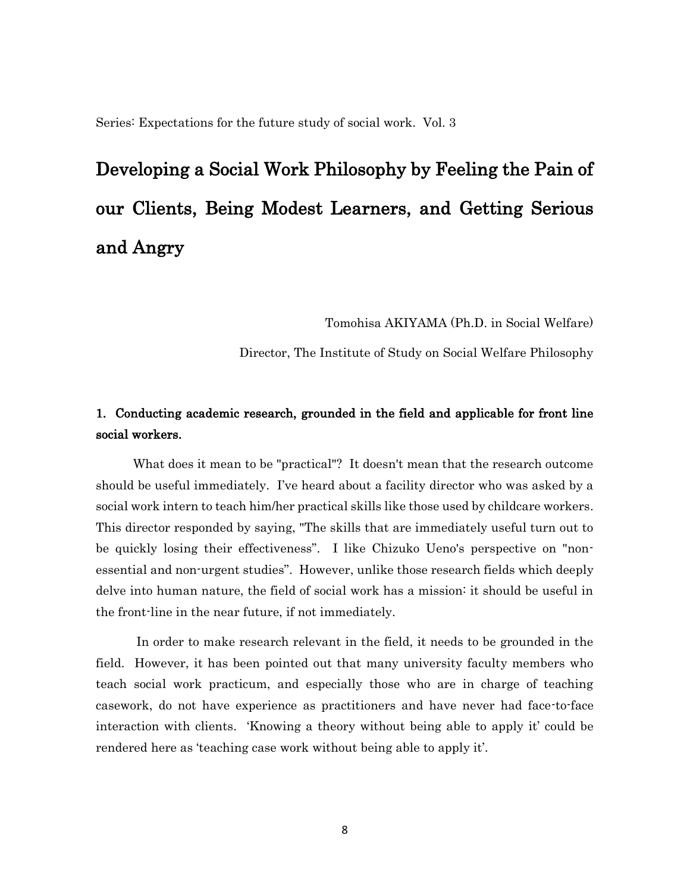Series: Expectations for the future study of social work. Vol. 3

# Developing a Social Work Philosophy by Feeling the Pain of our Clients, Being Modest Learners, and Getting Serious and Angry

Tomohisa AKIYAMA (Ph.D. in Social Welfare)

Director, The Institute of Study on Social Welfare Philosophy

## 1. Conducting academic research, grounded in the field and applicable for front line social workers.

What does it mean to be "practical"? It doesn't mean that the research outcome should be useful immediately. I've heard about a facility director who was asked by a social work intern to teach him/her practical skills like those used by childcare workers. This director responded by saying, "The skills that are immediately useful turn out to be quickly losing their effectiveness". I like Chizuko Ueno's perspective on "non-essential and non-urgent studies". However, unlike those research fields which deeply delve into human nature, the field of social work has a mission: it should be useful in the front-line in the near future, if not immediately.

In order to make research relevant in the field, it needs to be grounded in the field. However, it has been pointed out that many university faculty members who teach social work practicum, and especially those who are in charge of teaching casework, do not have experience as practitioners and have never had face-to-face interaction with clients. 'Knowing a theory without being able to apply it' could be rendered here as 'teaching case work without being able to apply it'.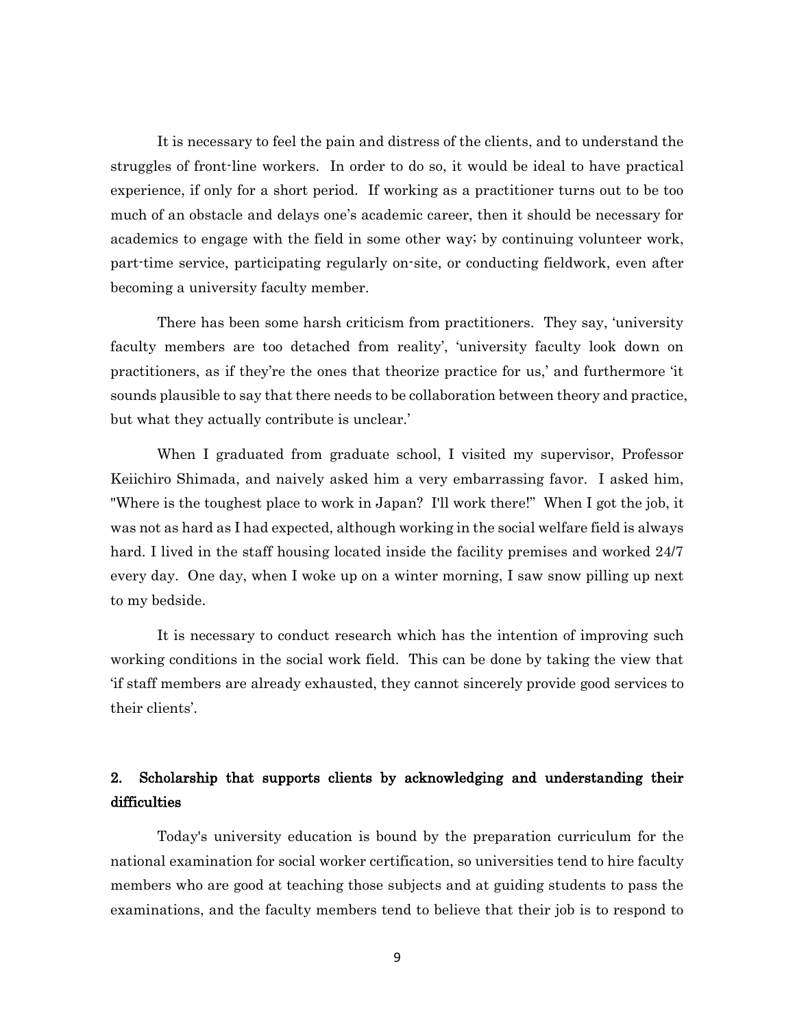It is necessary to feel the pain and distress of the clients, and to understand the struggles of front-line workers. In order to do so, it would be ideal to have practical experience, if only for a short period. If working as a practitioner turns out to be too much of an obstacle and delays one's academic career, then it should be necessary for academics to engage with the field in some other way; by continuing volunteer work, part-time service, participating regularly on-site, or conducting fieldwork, even after becoming a university faculty member.

There has been some harsh criticism from practitioners. They say, 'university faculty members are too detached from reality', 'university faculty look down on practitioners, as if they're the ones that theorize practice for us,' and furthermore 'it sounds plausible to say that there needs to be collaboration between theory and practice, but what they actually contribute is unclear.'

When I graduated from graduate school, I visited my supervisor, Professor Keiichiro Shimada, and naively asked him a very embarrassing favor. I asked him, "Where is the toughest place to work in Japan? I'll work there!" When I got the job, it was not as hard as I had expected, although working in the social welfare field is always hard. I lived in the staff housing located inside the facility premises and worked 24/7 every day. One day, when I woke up on a winter morning, I saw snow pilling up next to my bedside.

It is necessary to conduct research which has the intention of improving such working conditions in the social work field. This can be done by taking the view that 'if staff members are already exhausted, they cannot sincerely provide good services to their clients'.

## 2. Scholarship that supports clients by acknowledging and understanding their difficulties

Today's university education is bound by the preparation curriculum for the national examination for social worker certification, so universities tend to hire faculty members who are good at teaching those subjects and at guiding students to pass the examinations, and the faculty members tend to believe that their job is to respond to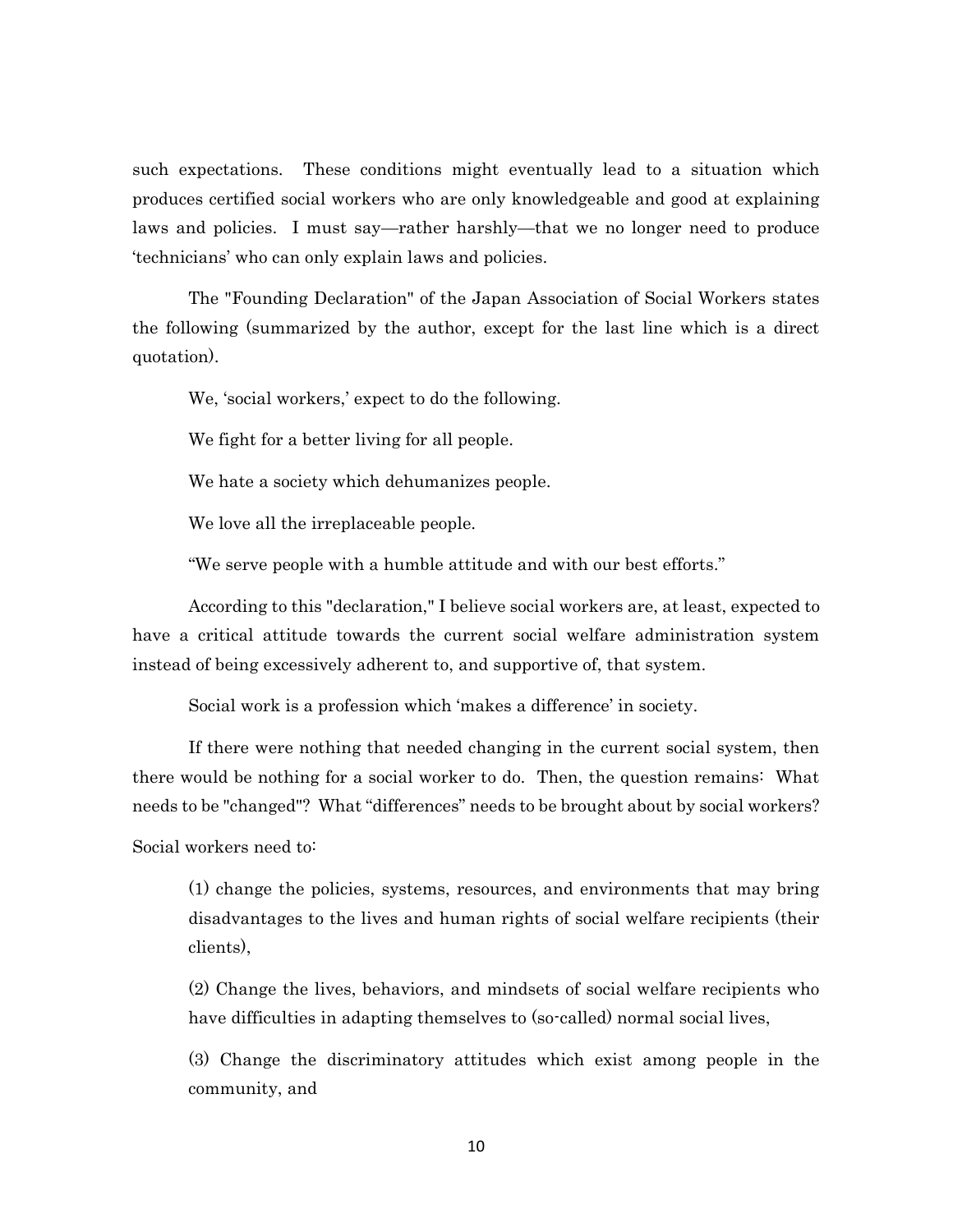such expectations. These conditions might eventually lead to a situation which produces certified social workers who are only knowledgeable and good at explaining laws and policies. I must say—rather harshly—that we no longer need to produce 'technicians' who can only explain laws and policies.

The "Founding Declaration" of the Japan Association of Social Workers states the following (summarized by the author, except for the last line which is a direct quotation).

> We, 'social workers,' expect to do the following.
>
> We fight for a better living for all people.
>
> We hate a society which dehumanizes people.
>
> We love all the irreplaceable people.
>
> "We serve people with a humble attitude and with our best efforts."

According to this "declaration," I believe social workers are, at least, expected to have a critical attitude towards the current social welfare administration system instead of being excessively adherent to, and supportive of, that system.

Social work is a profession which 'makes a difference' in society.

If there were nothing that needed changing in the current social system, then there would be nothing for a social worker to do. Then, the question remains: What needs to be "changed"? What "differences" needs to be brought about by social workers?

Social workers need to:

> (1) change the policies, systems, resources, and environments that may bring disadvantages to the lives and human rights of social welfare recipients (their clients),
>
> (2) Change the lives, behaviors, and mindsets of social welfare recipients who have difficulties in adapting themselves to (so-called) normal social lives,
>
> (3) Change the discriminatory attitudes which exist among people in the community, and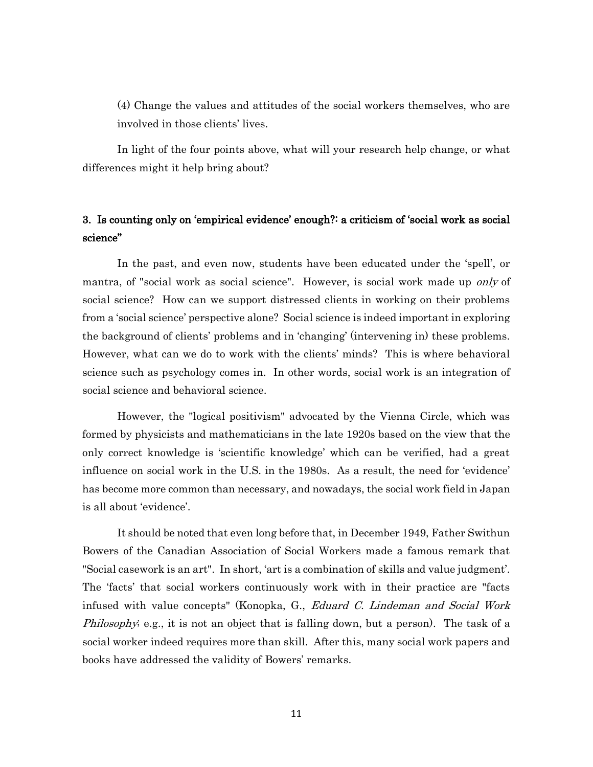(4) Change the values and attitudes of the social workers themselves, who are involved in those clients' lives.

In light of the four points above, what will your research help change, or what differences might it help bring about?

## 3. Is counting only on 'empirical evidence' enough?: a criticism of 'social work as social science"

In the past, and even now, students have been educated under the 'spell', or mantra, of "social work as social science". However, is social work made up *only* of social science? How can we support distressed clients in working on their problems from a 'social science' perspective alone? Social science is indeed important in exploring the background of clients' problems and in 'changing' (intervening in) these problems. However, what can we do to work with the clients' minds? This is where behavioral science such as psychology comes in. In other words, social work is an integration of social science and behavioral science.

However, the "logical positivism" advocated by the Vienna Circle, which was formed by physicists and mathematicians in the late 1920s based on the view that the only correct knowledge is 'scientific knowledge' which can be verified, had a great influence on social work in the U.S. in the 1980s. As a result, the need for 'evidence' has become more common than necessary, and nowadays, the social work field in Japan is all about 'evidence'.

It should be noted that even long before that, in December 1949, Father Swithun Bowers of the Canadian Association of Social Workers made a famous remark that "Social casework is an art". In short, 'art is a combination of skills and value judgment'. The 'facts' that social workers continuously work with in their practice are "facts infused with value concepts" (Konopka, G., *Eduard C. Lindeman and Social Work Philosophy*; e.g., it is not an object that is falling down, but a person). The task of a social worker indeed requires more than skill. After this, many social work papers and books have addressed the validity of Bowers' remarks.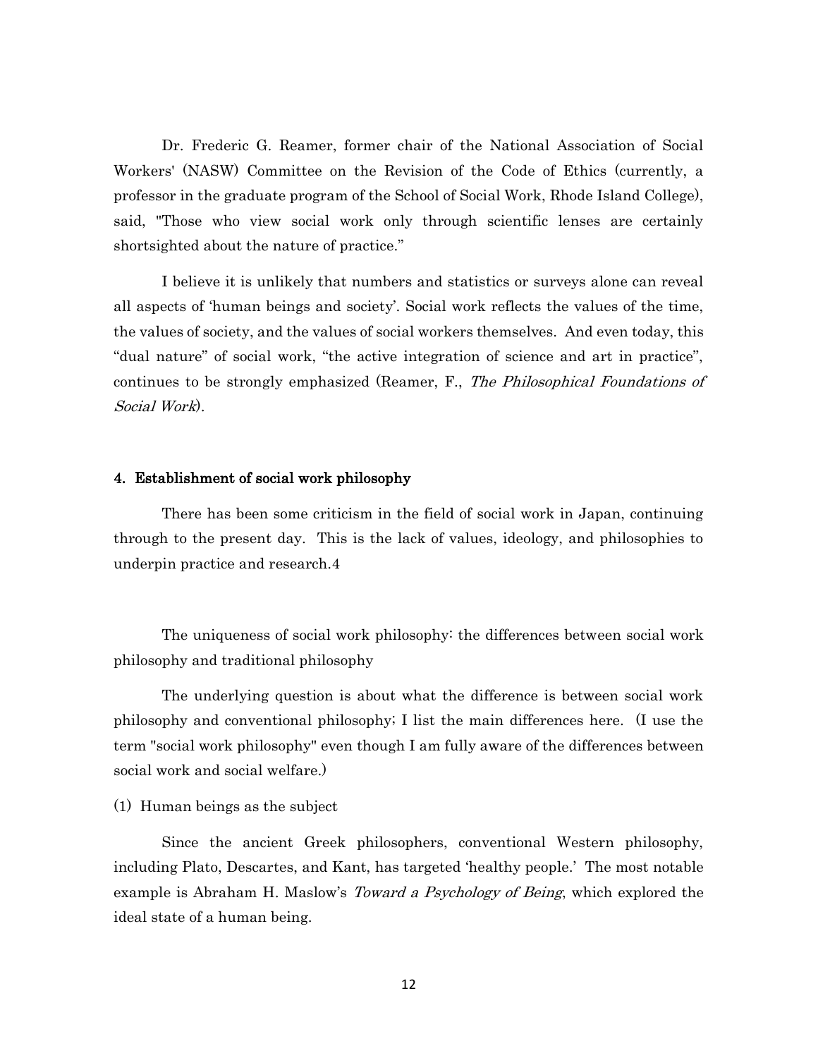Dr. Frederic G. Reamer, former chair of the National Association of Social Workers' (NASW) Committee on the Revision of the Code of Ethics (currently, a professor in the graduate program of the School of Social Work, Rhode Island College), said, "Those who view social work only through scientific lenses are certainly shortsighted about the nature of practice."

I believe it is unlikely that numbers and statistics or surveys alone can reveal all aspects of 'human beings and society'. Social work reflects the values of the time, the values of society, and the values of social workers themselves. And even today, this "dual nature" of social work, "the active integration of science and art in practice", continues to be strongly emphasized (Reamer, F., *The Philosophical Foundations of Social Work*).

#### 4. Establishment of social work philosophy

There has been some criticism in the field of social work in Japan, continuing through to the present day. This is the lack of values, ideology, and philosophies to underpin practice and research.4

The uniqueness of social work philosophy: the differences between social work philosophy and traditional philosophy

The underlying question is about what the difference is between social work philosophy and conventional philosophy; I list the main differences here. (I use the term "social work philosophy" even though I am fully aware of the differences between social work and social welfare.)

(1) Human beings as the subject

Since the ancient Greek philosophers, conventional Western philosophy, including Plato, Descartes, and Kant, has targeted 'healthy people.' The most notable example is Abraham H. Maslow's *Toward a Psychology of Being*, which explored the ideal state of a human being.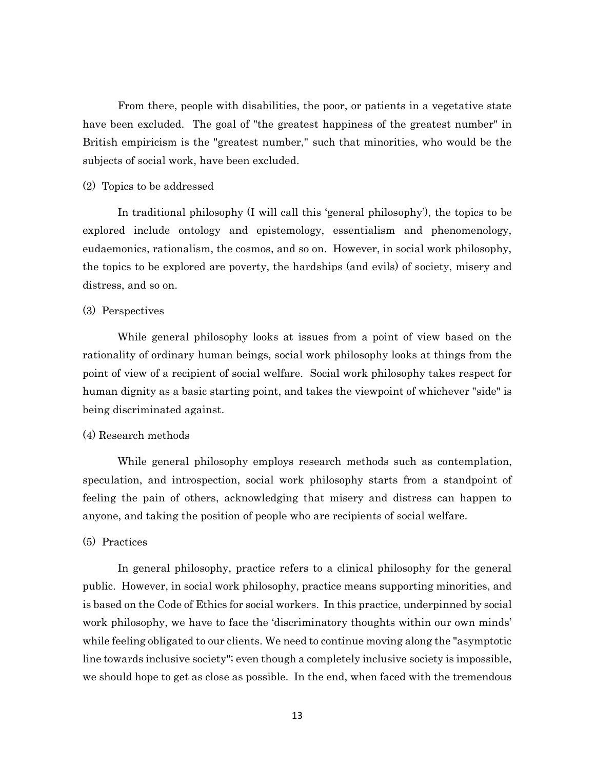From there, people with disabilities, the poor, or patients in a vegetative state have been excluded. The goal of "the greatest happiness of the greatest number" in British empiricism is the "greatest number," such that minorities, who would be the subjects of social work, have been excluded.

(2) Topics to be addressed

In traditional philosophy (I will call this 'general philosophy'), the topics to be explored include ontology and epistemology, essentialism and phenomenology, eudaemonics, rationalism, the cosmos, and so on. However, in social work philosophy, the topics to be explored are poverty, the hardships (and evils) of society, misery and distress, and so on.

(3) Perspectives

While general philosophy looks at issues from a point of view based on the rationality of ordinary human beings, social work philosophy looks at things from the point of view of a recipient of social welfare. Social work philosophy takes respect for human dignity as a basic starting point, and takes the viewpoint of whichever "side" is being discriminated against.

(4) Research methods

While general philosophy employs research methods such as contemplation, speculation, and introspection, social work philosophy starts from a standpoint of feeling the pain of others, acknowledging that misery and distress can happen to anyone, and taking the position of people who are recipients of social welfare.

(5) Practices

In general philosophy, practice refers to a clinical philosophy for the general public. However, in social work philosophy, practice means supporting minorities, and is based on the Code of Ethics for social workers. In this practice, underpinned by social work philosophy, we have to face the 'discriminatory thoughts within our own minds' while feeling obligated to our clients. We need to continue moving along the "asymptotic line towards inclusive society"; even though a completely inclusive society is impossible, we should hope to get as close as possible. In the end, when faced with the tremendous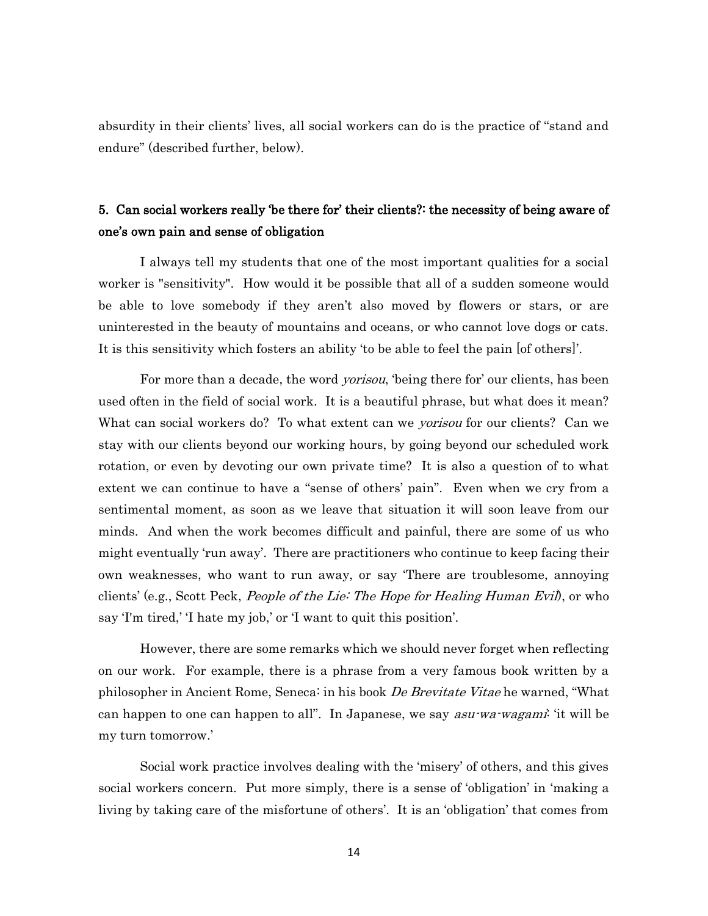absurdity in their clients' lives, all social workers can do is the practice of "stand and endure" (described further, below).

## 5. Can social workers really 'be there for' their clients?: the necessity of being aware of one's own pain and sense of obligation

I always tell my students that one of the most important qualities for a social worker is "sensitivity". How would it be possible that all of a sudden someone would be able to love somebody if they aren't also moved by flowers or stars, or are uninterested in the beauty of mountains and oceans, or who cannot love dogs or cats. It is this sensitivity which fosters an ability 'to be able to feel the pain [of others]'.

For more than a decade, the word *yorisou*, 'being there for' our clients, has been used often in the field of social work. It is a beautiful phrase, but what does it mean? What can social workers do? To what extent can we *yorisou* for our clients? Can we stay with our clients beyond our working hours, by going beyond our scheduled work rotation, or even by devoting our own private time? It is also a question of to what extent we can continue to have a "sense of others' pain". Even when we cry from a sentimental moment, as soon as we leave that situation it will soon leave from our minds. And when the work becomes difficult and painful, there are some of us who might eventually 'run away'. There are practitioners who continue to keep facing their own weaknesses, who want to run away, or say 'There are troublesome, annoying clients' (e.g., Scott Peck, *People of the Lie: The Hope for Healing Human Evil*), or who say 'I'm tired,' 'I hate my job,' or 'I want to quit this position'.

However, there are some remarks which we should never forget when reflecting on our work. For example, there is a phrase from a very famous book written by a philosopher in Ancient Rome, Seneca: in his book *De Brevitate Vitae* he warned, "What can happen to one can happen to all". In Japanese, we say *asu-wa-wagami*: 'it will be my turn tomorrow.'

Social work practice involves dealing with the 'misery' of others, and this gives social workers concern. Put more simply, there is a sense of 'obligation' in 'making a living by taking care of the misfortune of others'. It is an 'obligation' that comes from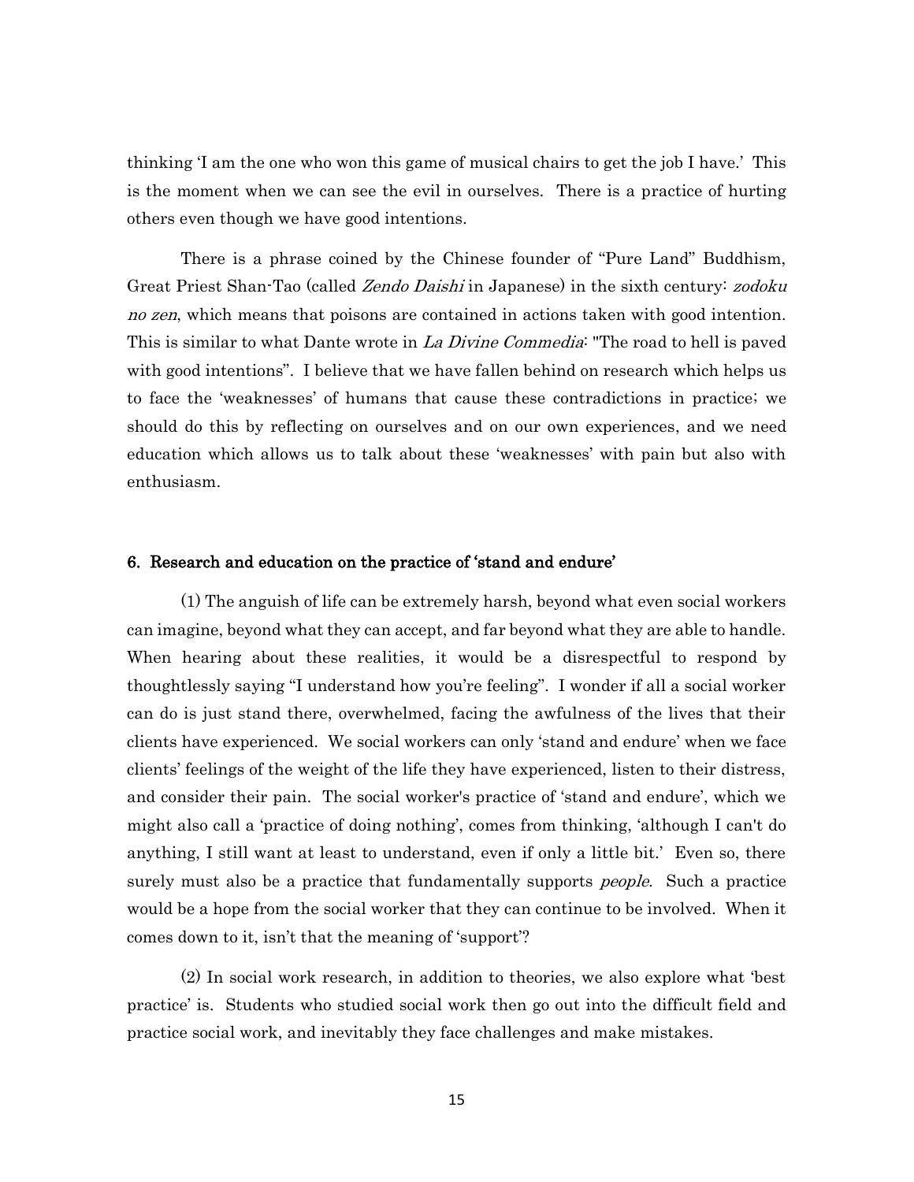thinking 'I am the one who won this game of musical chairs to get the job I have.' This is the moment when we can see the evil in ourselves. There is a practice of hurting others even though we have good intentions.

There is a phrase coined by the Chinese founder of "Pure Land" Buddhism, Great Priest Shan-Tao (called *Zendo Daishi* in Japanese) in the sixth century: *zodoku no zen*, which means that poisons are contained in actions taken with good intention. This is similar to what Dante wrote in *La Divine Commedia*: "The road to hell is paved with good intentions". I believe that we have fallen behind on research which helps us to face the 'weaknesses' of humans that cause these contradictions in practice; we should do this by reflecting on ourselves and on our own experiences, and we need education which allows us to talk about these 'weaknesses' with pain but also with enthusiasm.

## 6. Research and education on the practice of 'stand and endure'

(1) The anguish of life can be extremely harsh, beyond what even social workers can imagine, beyond what they can accept, and far beyond what they are able to handle. When hearing about these realities, it would be a disrespectful to respond by thoughtlessly saying "I understand how you're feeling". I wonder if all a social worker can do is just stand there, overwhelmed, facing the awfulness of the lives that their clients have experienced. We social workers can only 'stand and endure' when we face clients' feelings of the weight of the life they have experienced, listen to their distress, and consider their pain. The social worker's practice of 'stand and endure', which we might also call a 'practice of doing nothing', comes from thinking, 'although I can't do anything, I still want at least to understand, even if only a little bit.' Even so, there surely must also be a practice that fundamentally supports *people*. Such a practice would be a hope from the social worker that they can continue to be involved. When it comes down to it, isn't that the meaning of 'support'?

(2) In social work research, in addition to theories, we also explore what 'best practice' is. Students who studied social work then go out into the difficult field and practice social work, and inevitably they face challenges and make mistakes.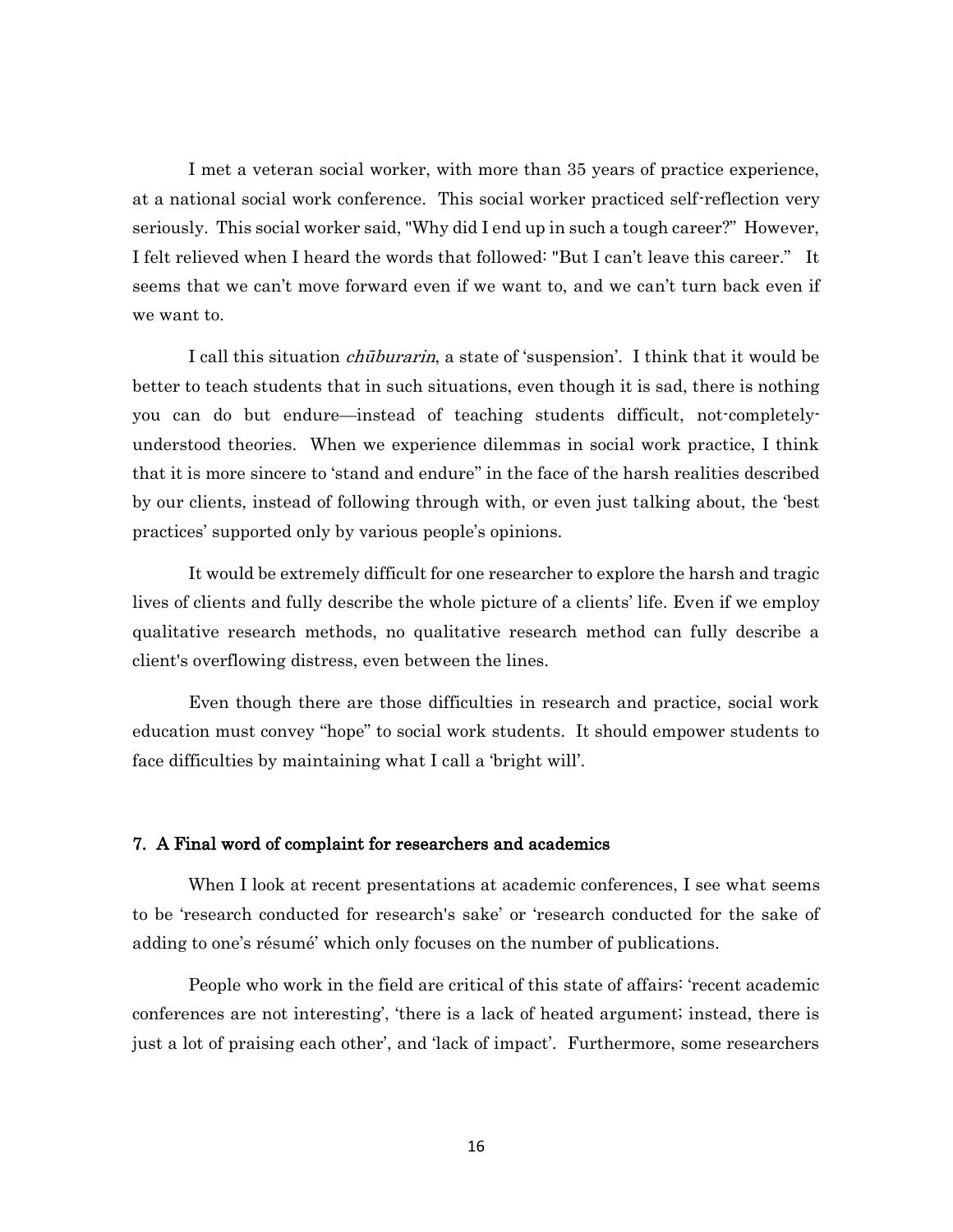I met a veteran social worker, with more than 35 years of practice experience, at a national social work conference. This social worker practiced self-reflection very seriously. This social worker said, "Why did I end up in such a tough career?" However, I felt relieved when I heard the words that followed: "But I can't leave this career." It seems that we can't move forward even if we want to, and we can't turn back even if we want to.

I call this situation *chūburarin*, a state of 'suspension'. I think that it would be better to teach students that in such situations, even though it is sad, there is nothing you can do but endure—instead of teaching students difficult, not-completely-understood theories. When we experience dilemmas in social work practice, I think that it is more sincere to 'stand and endure" in the face of the harsh realities described by our clients, instead of following through with, or even just talking about, the 'best practices' supported only by various people's opinions.

It would be extremely difficult for one researcher to explore the harsh and tragic lives of clients and fully describe the whole picture of a clients' life. Even if we employ qualitative research methods, no qualitative research method can fully describe a client's overflowing distress, even between the lines.

Even though there are those difficulties in research and practice, social work education must convey "hope" to social work students. It should empower students to face difficulties by maintaining what I call a 'bright will'.

## 7. A Final word of complaint for researchers and academics

When I look at recent presentations at academic conferences, I see what seems to be 'research conducted for research's sake' or 'research conducted for the sake of adding to one's résumé' which only focuses on the number of publications.

People who work in the field are critical of this state of affairs: 'recent academic conferences are not interesting', 'there is a lack of heated argument; instead, there is just a lot of praising each other', and 'lack of impact'. Furthermore, some researchers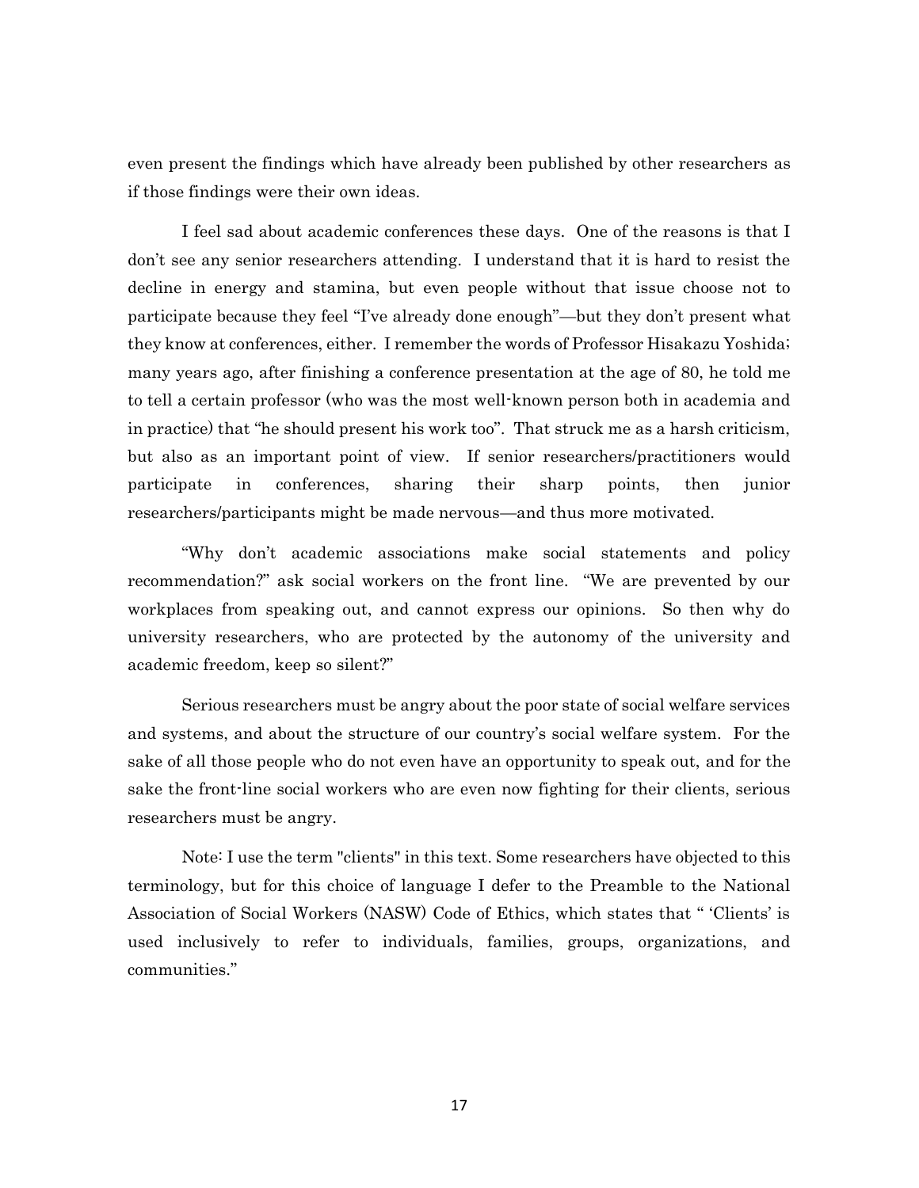even present the findings which have already been published by other researchers as if those findings were their own ideas.

I feel sad about academic conferences these days. One of the reasons is that I don't see any senior researchers attending. I understand that it is hard to resist the decline in energy and stamina, but even people without that issue choose not to participate because they feel "I've already done enough"—but they don't present what they know at conferences, either. I remember the words of Professor Hisakazu Yoshida; many years ago, after finishing a conference presentation at the age of 80, he told me to tell a certain professor (who was the most well-known person both in academia and in practice) that "he should present his work too". That struck me as a harsh criticism, but also as an important point of view. If senior researchers/practitioners would participate in conferences, sharing their sharp points, then junior researchers/participants might be made nervous—and thus more motivated.

"Why don't academic associations make social statements and policy recommendation?" ask social workers on the front line. "We are prevented by our workplaces from speaking out, and cannot express our opinions. So then why do university researchers, who are protected by the autonomy of the university and academic freedom, keep so silent?"

Serious researchers must be angry about the poor state of social welfare services and systems, and about the structure of our country's social welfare system. For the sake of all those people who do not even have an opportunity to speak out, and for the sake the front-line social workers who are even now fighting for their clients, serious researchers must be angry.

Note: I use the term "clients" in this text. Some researchers have objected to this terminology, but for this choice of language I defer to the Preamble to the National Association of Social Workers (NASW) Code of Ethics, which states that " 'Clients' is used inclusively to refer to individuals, families, groups, organizations, and communities."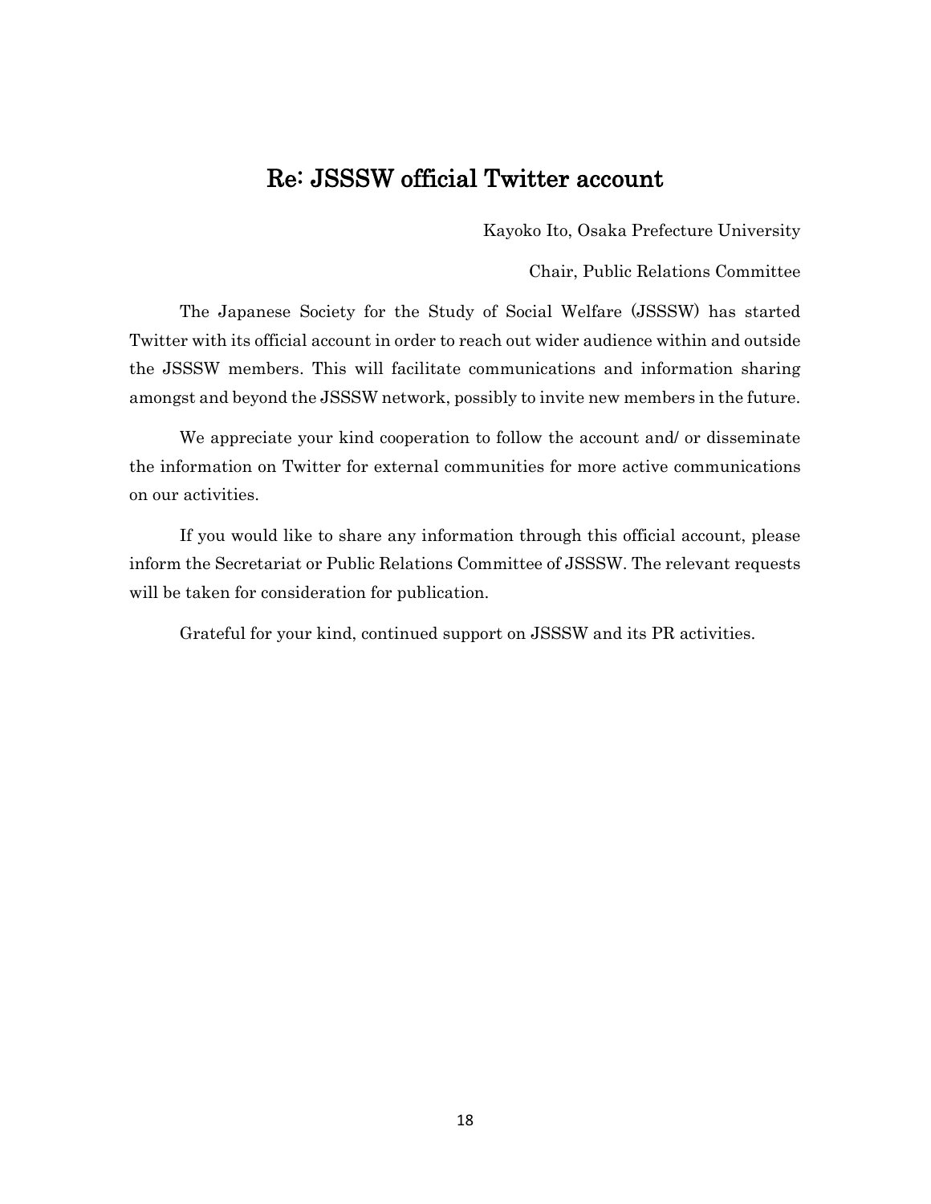# Re: JSSSW official Twitter account

Kayoko Ito, Osaka Prefecture University

Chair, Public Relations Committee

The Japanese Society for the Study of Social Welfare (JSSSW) has started Twitter with its official account in order to reach out wider audience within and outside the JSSSW members. This will facilitate communications and information sharing amongst and beyond the JSSSW network, possibly to invite new members in the future.

We appreciate your kind cooperation to follow the account and/ or disseminate the information on Twitter for external communities for more active communications on our activities.

If you would like to share any information through this official account, please inform the Secretariat or Public Relations Committee of JSSSW. The relevant requests will be taken for consideration for publication.

Grateful for your kind, continued support on JSSSW and its PR activities.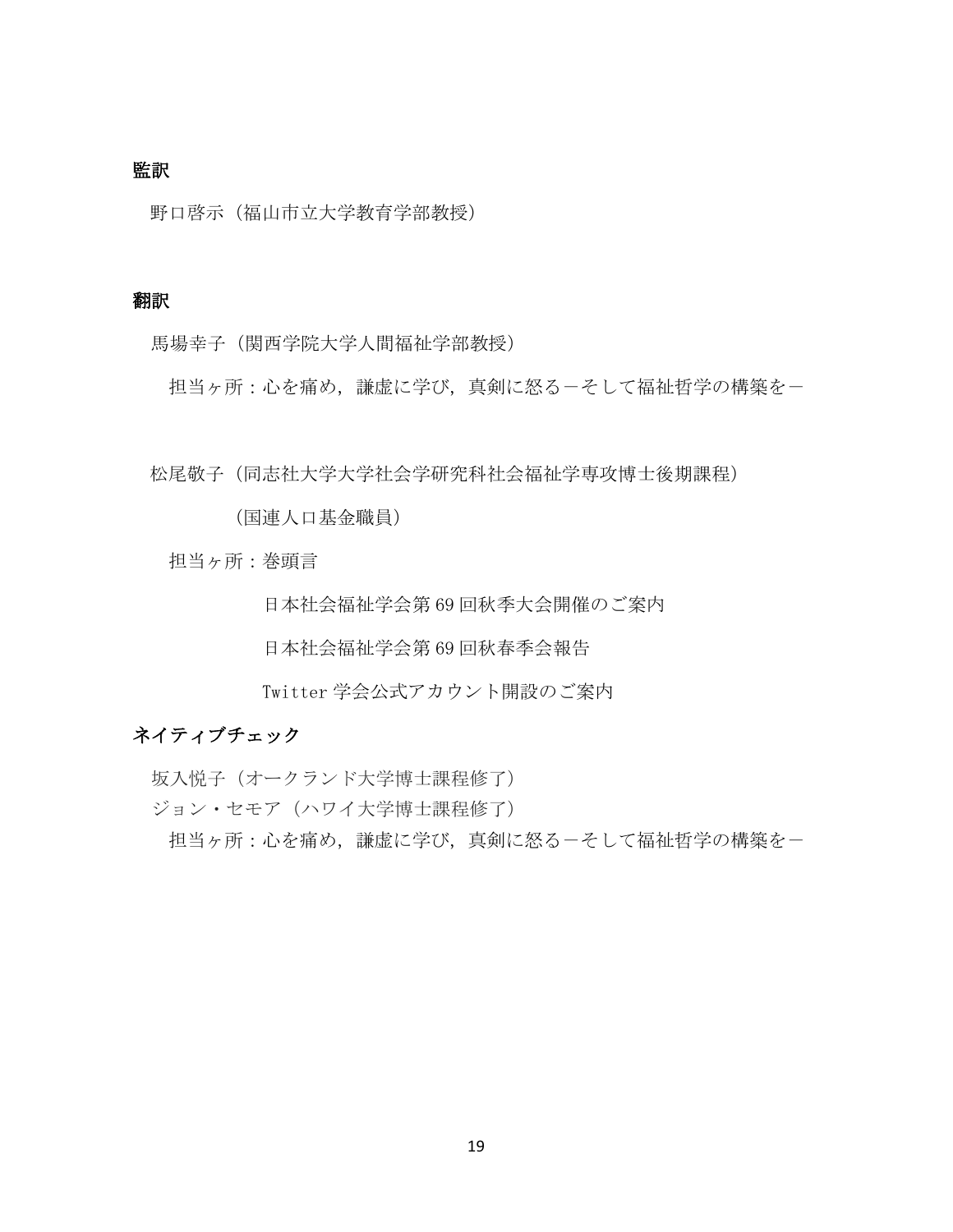**監訳**

野口啓示（福山市立大学教育学部教授）

**翻訳**

馬場幸子（関西学院大学人間福祉学部教授）

担当ヶ所：心を痛め，謙虚に学び，真剣に怒る－そして福祉哲学の構築を－

松尾敬子（同志社大学大学社会学研究科社会福祉学専攻博士後期課程）

（国連人口基金職員）

担当ヶ所：巻頭言

日本社会福祉学会第 69 回秋季大会開催のご案内

日本社会福祉学会第 69 回秋春季会報告

Twitter 学会公式アカウント開設のご案内

**ネイティブチェック**

坂入悦子（オークランド大学博士課程修了）

ジョン・セモア（ハワイ大学博士課程修了）

担当ヶ所：心を痛め，謙虚に学び，真剣に怒る－そして福祉哲学の構築を－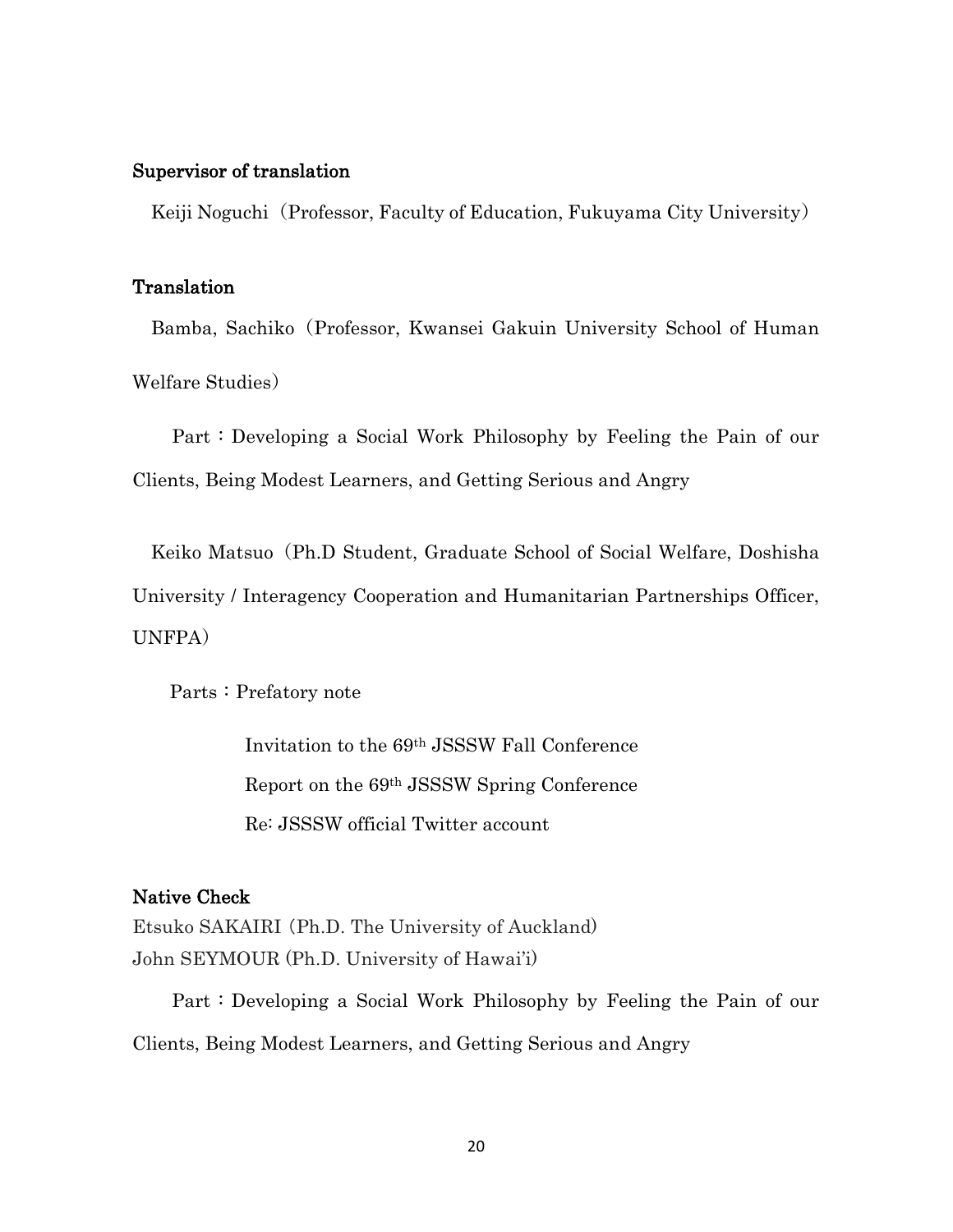**Supervisor of translation**

Keiji Noguchi（Professor, Faculty of Education, Fukuyama City University）

**Translation**

Bamba, Sachiko（Professor, Kwansei Gakuin University School of Human Welfare Studies）

Part：Developing a Social Work Philosophy by Feeling the Pain of our Clients, Being Modest Learners, and Getting Serious and Angry

Keiko Matsuo（Ph.D Student, Graduate School of Social Welfare, Doshisha University / Interagency Cooperation and Humanitarian Partnerships Officer, UNFPA）

Parts：Prefatory note

Invitation to the 69th JSSSW Fall Conference

Report on the 69th JSSSW Spring Conference

Re: JSSSW official Twitter account

**Native Check**

Etsuko SAKAIRI（Ph.D. The University of Auckland）

John SEYMOUR (Ph.D. University of Hawai'i)

Part：Developing a Social Work Philosophy by Feeling the Pain of our Clients, Being Modest Learners, and Getting Serious and Angry